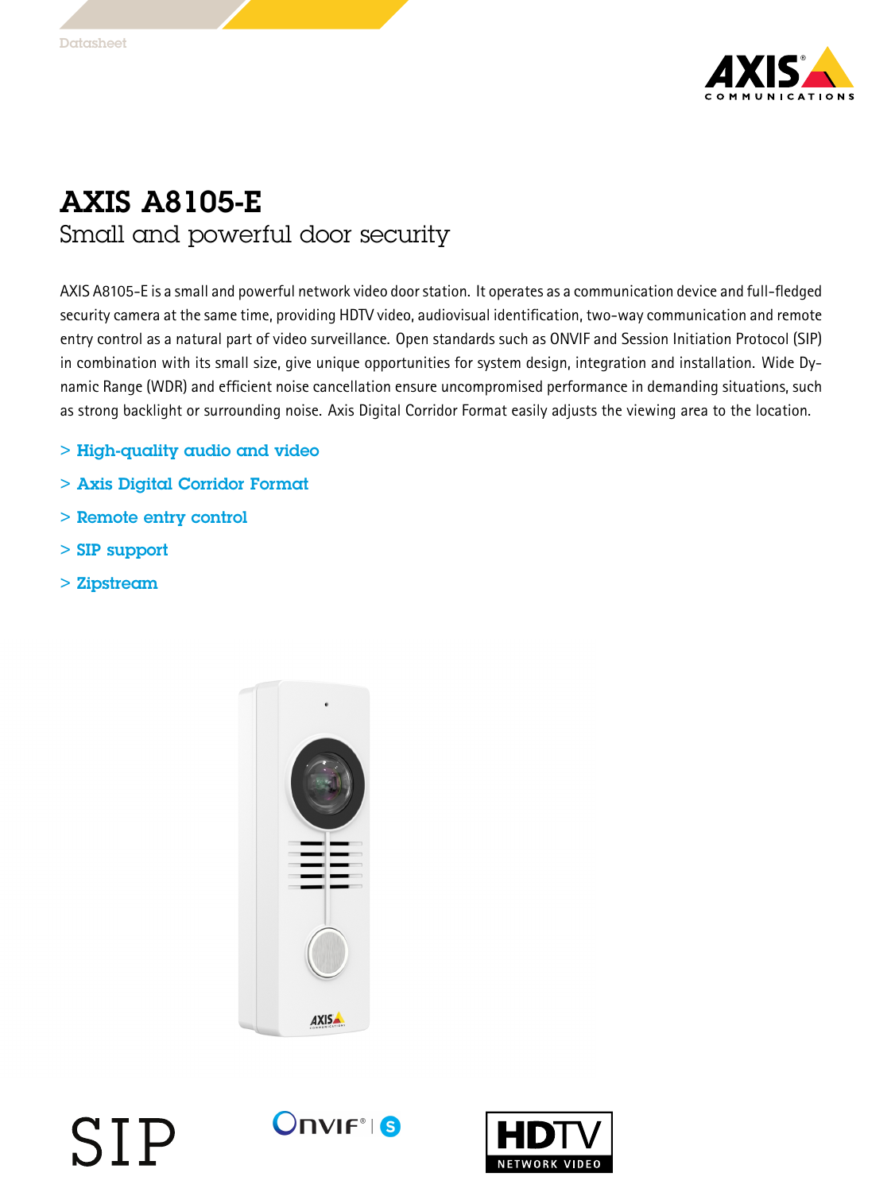Datasheet

# AXIS A8105-E

## Small and powerful door security

AXIS A8105-E is a small and powerful network video door station. It operates as a communication device and full-fledged security camera at the same time, providing HDTV video, audiovisual identification, two-way communication and remote entry control as a natural part of video surveillance. Open standards such as ONVIF and Session Initiation Protocol (SIP) in combination with its small size, give unique opportunities for system design, integration and installation. Wide Dynamic Range (WDR) and efficient noise cancellation ensure uncompromised performance in demanding situations, such as strong backlight or surrounding noise. Axis Digital Corridor Format easily adjusts the viewing area to the location.

> High-quality audio and video

> Axis Digital Corridor Format

> Remote entry control

> SIP support

> Zipstream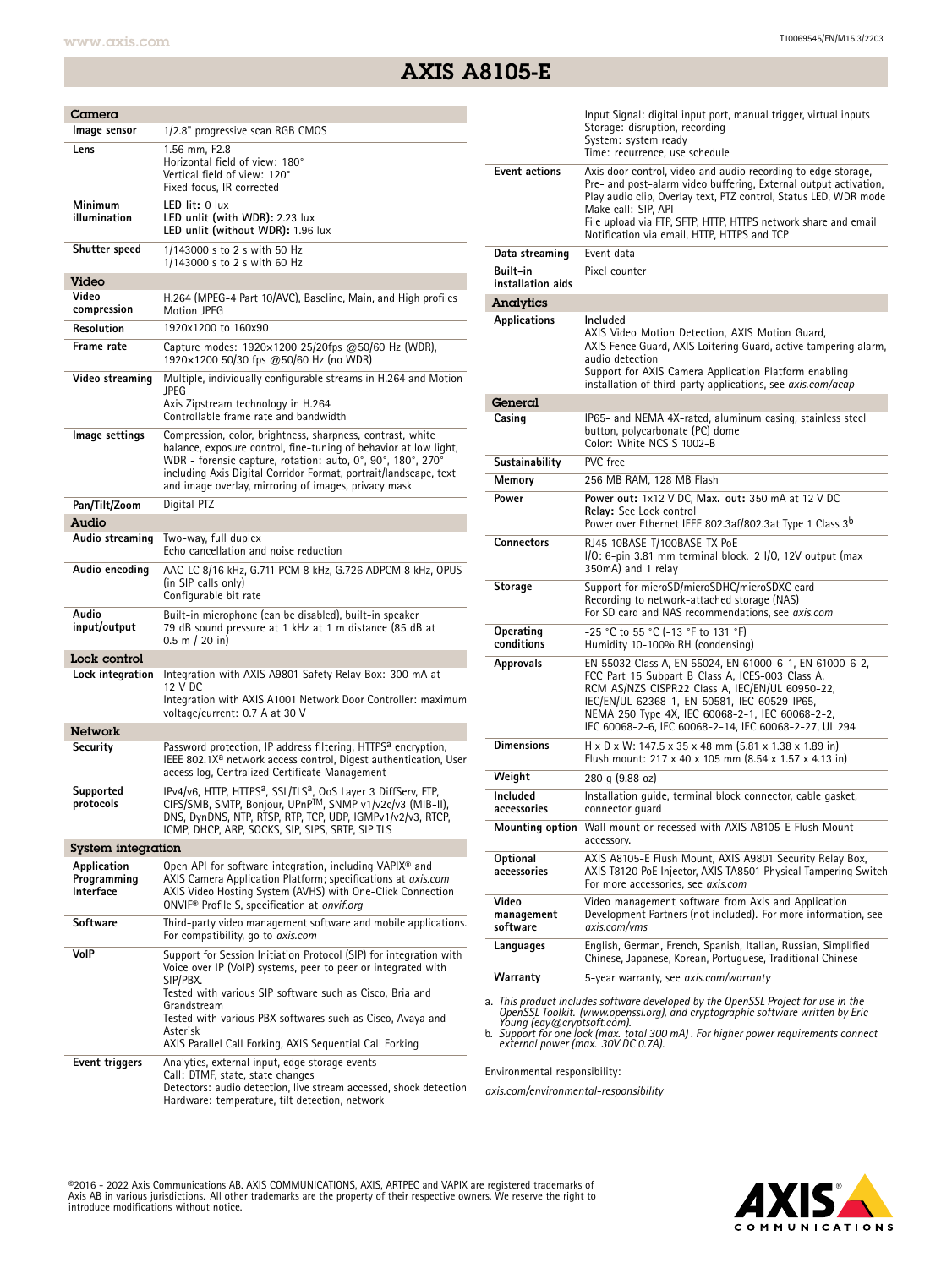# AXIS A8105-E

## Camera

| | |
|---|---|
| Image sensor | 1/2.8" progressive scan RGB CMOS |
| Lens | 1.56 mm, F2.8<br>Horizontal field of view: 180°<br>Vertical field of view: 120°<br>Fixed focus, IR corrected |
| Minimum illumination | **LED lit:** 0 lux<br>**LED unlit (with WDR):** 2.23 lux<br>**LED unlit (without WDR):** 1.96 lux |
| Shutter speed | 1/143000 s to 2 s with 50 Hz<br>1/143000 s to 2 s with 60 Hz |

## Video

| | |
|---|---|
| Video compression | H.264 (MPEG-4 Part 10/AVC), Baseline, Main, and High profiles<br>Motion JPEG |
| Resolution | 1920x1200 to 160x90 |
| Frame rate | Capture modes: 1920×1200 25/20fps @50/60 Hz (WDR), 1920×1200 50/30 fps @50/60 Hz (no WDR) |
| Video streaming | Multiple, individually configurable streams in H.264 and Motion JPEG<br>Axis Zipstream technology in H.264<br>Controllable frame rate and bandwidth |
| Image settings | Compression, color, brightness, sharpness, contrast, white balance, exposure control, fine-tuning of behavior at low light, WDR - forensic capture, rotation: auto, 0°, 90°, 180°, 270° including Axis Digital Corridor Format, portrait/landscape, text and image overlay, mirroring of images, privacy mask |
| Pan/Tilt/Zoom | Digital PTZ |

## Audio

| | |
|---|---|
| Audio streaming | Two-way, full duplex<br>Echo cancellation and noise reduction |
| Audio encoding | AAC-LC 8/16 kHz, G.711 PCM 8 kHz, G.726 ADPCM 8 kHz, OPUS (in SIP calls only)<br>Configurable bit rate |
| Audio input/output | Built-in microphone (can be disabled), built-in speaker<br>79 dB sound pressure at 1 kHz at 1 m distance (85 dB at 0.5 m / 20 in) |

## Lock control

| | |
|---|---|
| Lock integration | Integration with AXIS A9801 Safety Relay Box: 300 mA at 12 V DC<br>Integration with AXIS A1001 Network Door Controller: maximum voltage/current: 0.7 A at 30 V |

## Network

| | |
|---|---|
| Security | Password protection, IP address filtering, HTTPS[a] encryption, IEEE 802.1X[a] network access control, Digest authentication, User access log, Centralized Certificate Management |
| Supported protocols | IPv4/v6, HTTP, HTTPS[a], SSL/TLS[a], QoS Layer 3 DiffServ, FTP, CIFS/SMB, SMTP, Bonjour, UPnP™, SNMP v1/v2c/v3 (MIB-II), DNS, DynDNS, NTP, RTSP, RTP, TCP, UDP, IGMPv1/v2/v3, RTCP, ICMP, DHCP, ARP, SOCKS, SIP, SIPS, SRTP, SIP TLS |

## System integration

| | |
|---|---|
| Application Programming Interface | Open API for software integration, including VAPIX® and AXIS Camera Application Platform; specifications at *axis.com*<br>AXIS Video Hosting System (AVHS) with One-Click Connection<br>ONVIF® Profile S, specification at *onvif.org* |
| Software | Third-party video management software and mobile applications. For compatibility, go to *axis.com* |
| VoIP | Support for Session Initiation Protocol (SIP) for integration with Voice over IP (VoIP) systems, peer to peer or integrated with SIP/PBX.<br>Tested with various SIP software such as Cisco, Bria and Grandstream<br>Tested with various PBX softwares such as Cisco, Avaya and Asterisk<br>AXIS Parallel Call Forking, AXIS Sequential Call Forking |
| Event triggers | Analytics, external input, edge storage events<br>Call: DTMF, state, state changes<br>Detectors: audio detection, live stream accessed, shock detection<br>Hardware: temperature, tilt detection, network<br>Input Signal: digital input port, manual trigger, virtual inputs<br>Storage: disruption, recording<br>System: system ready<br>Time: recurrence, use schedule |
| Event actions | Axis door control, video and audio recording to edge storage, Pre- and post-alarm video buffering, External output activation, Play audio clip, Overlay text, PTZ control, Status LED, WDR mode<br>Make call: SIP, API<br>File upload via FTP, SFTP, HTTP, HTTPS network share and email<br>Notification via email, HTTP, HTTPS and TCP |
| Data streaming | Event data |
| Built-in installation aids | Pixel counter |

## Analytics

| | |
|---|---|
| Applications | Included<br>AXIS Video Motion Detection, AXIS Motion Guard, AXIS Fence Guard, AXIS Loitering Guard, active tampering alarm, audio detection<br>Support for AXIS Camera Application Platform enabling installation of third-party applications, see *axis.com/acap* |

## General

| | |
|---|---|
| Casing | IP65- and NEMA 4X-rated, aluminum casing, stainless steel button, polycarbonate (PC) dome<br>Color: White NCS S 1002-B |
| Sustainability | PVC free |
| Memory | 256 MB RAM, 128 MB Flash |
| Power | **Power out:** 1x12 V DC, **Max. out:** 350 mA at 12 V DC<br>**Relay:** See Lock control<br>Power over Ethernet IEEE 802.3af/802.3at Type 1 Class 3[b] |
| Connectors | RJ45 10BASE-T/100BASE-TX PoE<br>I/O: 6-pin 3.81 mm terminal block. 2 I/O, 12V output (max 350mA) and 1 relay |
| Storage | Support for microSD/microSDHC/microSDXC card<br>Recording to network-attached storage (NAS)<br>For SD card and NAS recommendations, see *axis.com* |
| Operating conditions | -25 °C to 55 °C (-13 °F to 131 °F)<br>Humidity 10-100% RH (condensing) |
| Approvals | EN 55032 Class A, EN 55024, EN 61000-6-1, EN 61000-6-2, FCC Part 15 Subpart B Class A, ICES-003 Class A, RCM AS/NZS CISPR22 Class A, IEC/EN/UL 60950-22, IEC/EN/UL 62368-1, EN 50581, IEC 60529 IP65, NEMA 250 Type 4X, IEC 60068-2-1, IEC 60068-2-2, IEC 60068-2-6, IEC 60068-2-14, IEC 60068-2-27, UL 294 |
| Dimensions | H x D x W: 147.5 x 35 x 48 mm (5.81 x 1.38 x 1.89 in)<br>Flush mount: 217 x 40 x 105 mm (8.54 x 1.57 x 4.13 in) |
| Weight | 280 g (9.88 oz) |
| Included accessories | Installation guide, terminal block connector, cable gasket, connector guard |
| Mounting option | Wall mount or recessed with AXIS A8105-E Flush Mount accessory. |
| Optional accessories | AXIS A8105-E Flush Mount, AXIS A9801 Security Relay Box, AXIS T8120 PoE Injector, AXIS TA8501 Physical Tampering Switch<br>For more accessories, see *axis.com* |
| Video management software | Video management software from Axis and Application Development Partners (not included). For more information, see *axis.com/vms* |
| Languages | English, German, French, Spanish, Italian, Russian, Simplified Chinese, Japanese, Korean, Portuguese, Traditional Chinese |
| Warranty | 5-year warranty, see *axis.com/warranty* |

a. *This product includes software developed by the OpenSSL Project for use in the OpenSSL Toolkit. (www.openssl.org), and cryptographic software written by Eric Young (eay@cryptsoft.com).*
b. *Support for one lock (max. total 300 mA) . For higher power requirements connect external power (max. 30V DC 0.7A).*

Environmental responsibility:

*axis.com/environmental-responsibility*

©2016 - 2022 Axis Communications AB. AXIS COMMUNICATIONS, AXIS, ARTPEC and VAPIX are registered trademarks of Axis AB in various jurisdictions. All other trademarks are the property of their respective owners. We reserve the right to introduce modifications without notice.